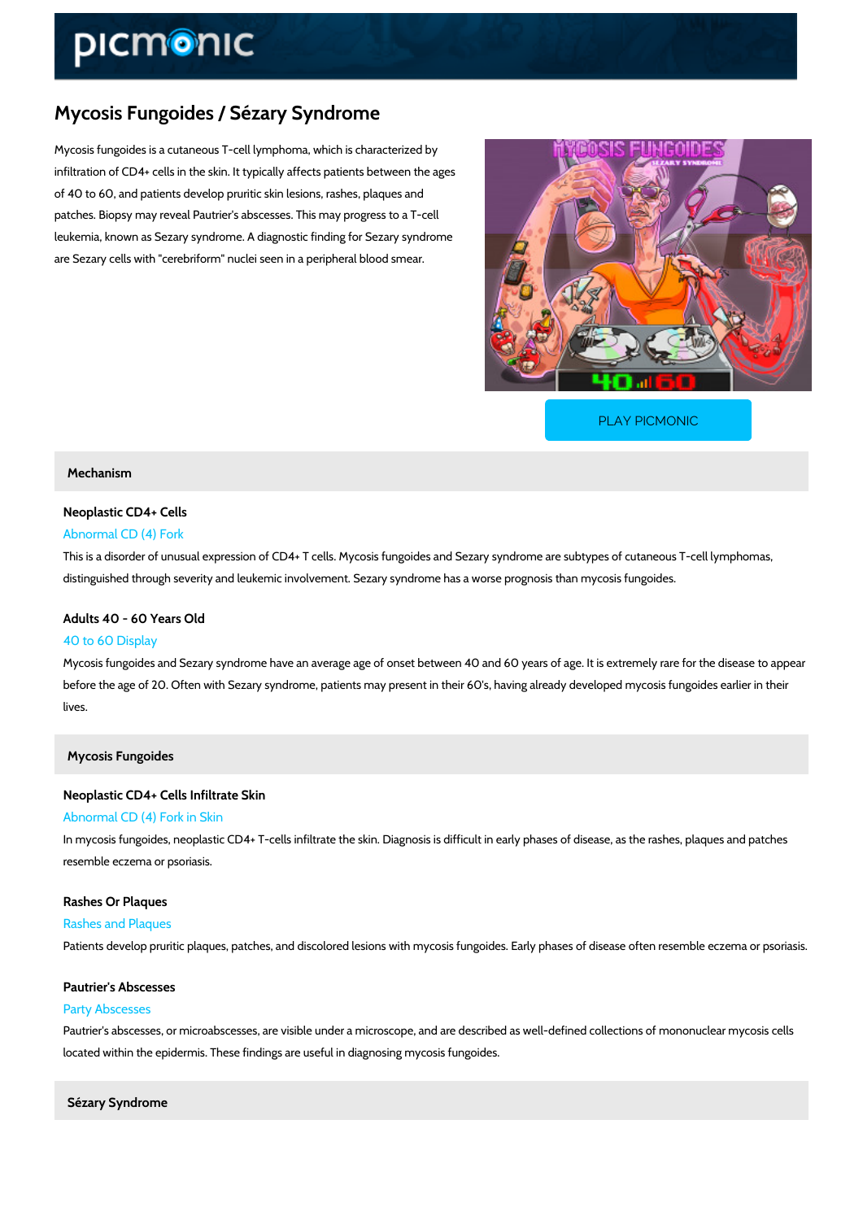# Mycosis Fungoides / Sézary Syndrome

Mycosis fungoides is a cutaneous T-cell lymphoma, which is characterized by infiltration of CD4+ cells in the skin. It typically affects patients between the ages of 40 to 60, and patients develop pruritic skin lesions, rashes, plaques and patches. Biopsy may reveal Pautrier's abscesses. This may progress to a T-cell leukemia, known as Sezary syndrome. A diagnostic finding for Sezary syndrome are Sezary cells with "cerebriform" nuclei seen in a peripheral blood smear.

PLAY PICMONIC

## Mechanism

### Neoplastic CD4+ Cells

Abnormal CD (4) Fork

This is a disorder of unusual expression of CD4+ T cells. Mycosis fungoides and Sezary syndrome are subtypes of cutaneous T-cell lymphomas, distinguished through severity and leukemic involvement. Sezary syndrome has a worse prognosis than mycosis fungoides.

### Adults 40 - 60 Years Old

40 to 60 Display

Mycosis fungoides and Sezary syndrome have an average age of onset between 40 and 60 years of age. It is extremely rare for the disease to appear before the age of 20. Often with Sezary syndrome, patients may present in their 60's, having already developed mycosis fungoides earlier in their lives.

## Mycosis Fungoides

### Neoplastic CD4+ Cells Infiltrate Skin

Abnormal CD (4) Fork in Skin

In mycosis fungoides, neoplastic CD4+ T-cells infiltrate the skin. Diagnosis is difficult in early phases of disease, as the rashes, plaques and patches resemble eczema or psoriasis.

### Rashes Or Plaques

Rashes and Plaques

Patients develop pruritic plaques, patches, and discolored lesions with mycosis fungoides. Early phases of disease often resemble eczema or psoriasis.

### Pautrier's Abscesses

Party Abscesses

Pautrier's abscesses, or microabscesses, are visible under a microscope, and are described as well-defined collections of mononuclear mycosis cells located within the epidermis. These findings are useful in diagnosing mycosis fungoides.

## Sézary Syndrome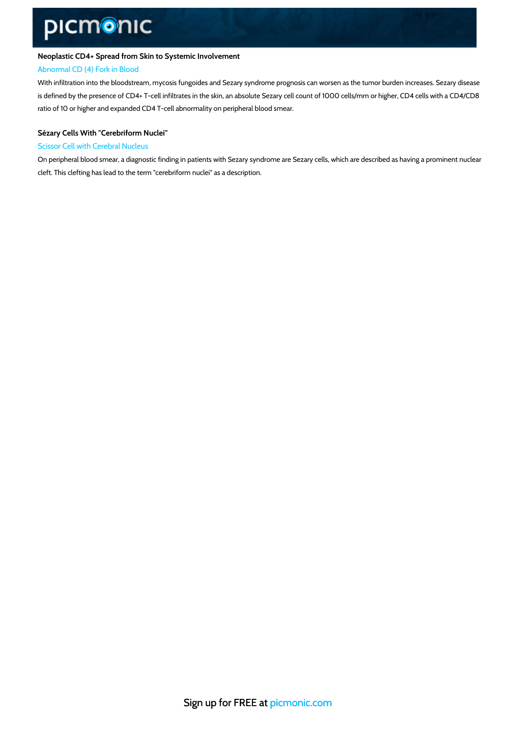### Neoplastic CD4+ Spread from Skin to Systemic Involvement

Abnormal CD (4) Fork in Blood

With infiltration into the bloodstream, mycosis fungoides and Sezary syndrome prognosis can worsen as the tumor burden increases. Sezary disease is defined by the presence of CD4+ T-cell infiltrates in the skin, an absolute Sezary cell count of 1000 cells/mm or higher, CD4 cells with a CD4/CD8 ratio of 10 or higher and expanded CD4 T-cell abnormality on peripheral blood smear.

### Sézary Cells With "Cerebriform Nuclei"

Scissor Cell with Cerebral Nucleus

On peripheral blood smear, a diagnostic finding in patients with Sezary syndrome are Sezary cells, which are described as having a prominent nuclear cleft. This clefting has lead to the term "cerebriform nuclei" as a description.